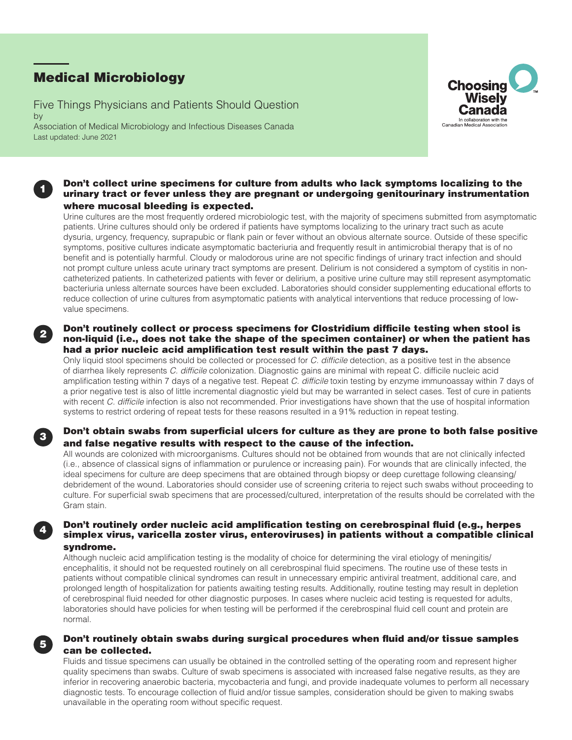# Medical Microbiology

Five Things Physicians and Patients Should Question
by
Association of Medical Microbiology and Infectious Diseases Canada
Last updated: June 2021

Choosing Wisely Canada
In collaboration with the Canadian Medical Association

## 1 Don't collect urine specimens for culture from adults who lack symptoms localizing to the urinary tract or fever unless they are pregnant or undergoing genitourinary instrumentation where mucosal bleeding is expected.

Urine cultures are the most frequently ordered microbiologic test, with the majority of specimens submitted from asymptomatic patients. Urine cultures should only be ordered if patients have symptoms localizing to the urinary tract such as acute dysuria, urgency, frequency, suprapubic or flank pain or fever without an obvious alternate source. Outside of these specific symptoms, positive cultures indicate asymptomatic bacteriuria and frequently result in antimicrobial therapy that is of no benefit and is potentially harmful. Cloudy or malodorous urine are not specific findings of urinary tract infection and should not prompt culture unless acute urinary tract symptoms are present. Delirium is not considered a symptom of cystitis in non-catheterized patients. In catheterized patients with fever or delirium, a positive urine culture may still represent asymptomatic bacteriuria unless alternate sources have been excluded. Laboratories should consider supplementing educational efforts to reduce collection of urine cultures from asymptomatic patients with analytical interventions that reduce processing of low-value specimens.

## 2 Don't routinely collect or process specimens for Clostridium difficile testing when stool is non-liquid (i.e., does not take the shape of the specimen container) or when the patient has had a prior nucleic acid amplification test result within the past 7 days.

Only liquid stool specimens should be collected or processed for *C. difficile* detection, as a positive test in the absence of diarrhea likely represents *C. difficile* colonization. Diagnostic gains are minimal with repeat C. difficile nucleic acid amplification testing within 7 days of a negative test. Repeat *C. difficile* toxin testing by enzyme immunoassay within 7 days of a prior negative test is also of little incremental diagnostic yield but may be warranted in select cases. Test of cure in patients with recent *C. difficile* infection is also not recommended. Prior investigations have shown that the use of hospital information systems to restrict ordering of repeat tests for these reasons resulted in a 91% reduction in repeat testing.

## 3 Don't obtain swabs from superficial ulcers for culture as they are prone to both false positive and false negative results with respect to the cause of the infection.

All wounds are colonized with microorganisms. Cultures should not be obtained from wounds that are not clinically infected (i.e., absence of classical signs of inflammation or purulence or increasing pain). For wounds that are clinically infected, the ideal specimens for culture are deep specimens that are obtained through biopsy or deep curettage following cleansing/debridement of the wound. Laboratories should consider use of screening criteria to reject such swabs without proceeding to culture. For superficial swab specimens that are processed/cultured, interpretation of the results should be correlated with the Gram stain.

## 4 Don't routinely order nucleic acid amplification testing on cerebrospinal fluid (e.g., herpes simplex virus, varicella zoster virus, enteroviruses) in patients without a compatible clinical syndrome.

Although nucleic acid amplification testing is the modality of choice for determining the viral etiology of meningitis/encephalitis, it should not be requested routinely on all cerebrospinal fluid specimens. The routine use of these tests in patients without compatible clinical syndromes can result in unnecessary empiric antiviral treatment, additional care, and prolonged length of hospitalization for patients awaiting testing results. Additionally, routine testing may result in depletion of cerebrospinal fluid needed for other diagnostic purposes. In cases where nucleic acid testing is requested for adults, laboratories should have policies for when testing will be performed if the cerebrospinal fluid cell count and protein are normal.

## 5 Don't routinely obtain swabs during surgical procedures when fluid and/or tissue samples can be collected.

Fluids and tissue specimens can usually be obtained in the controlled setting of the operating room and represent higher quality specimens than swabs. Culture of swab specimens is associated with increased false negative results, as they are inferior in recovering anaerobic bacteria, mycobacteria and fungi, and provide inadequate volumes to perform all necessary diagnostic tests. To encourage collection of fluid and/or tissue samples, consideration should be given to making swabs unavailable in the operating room without specific request.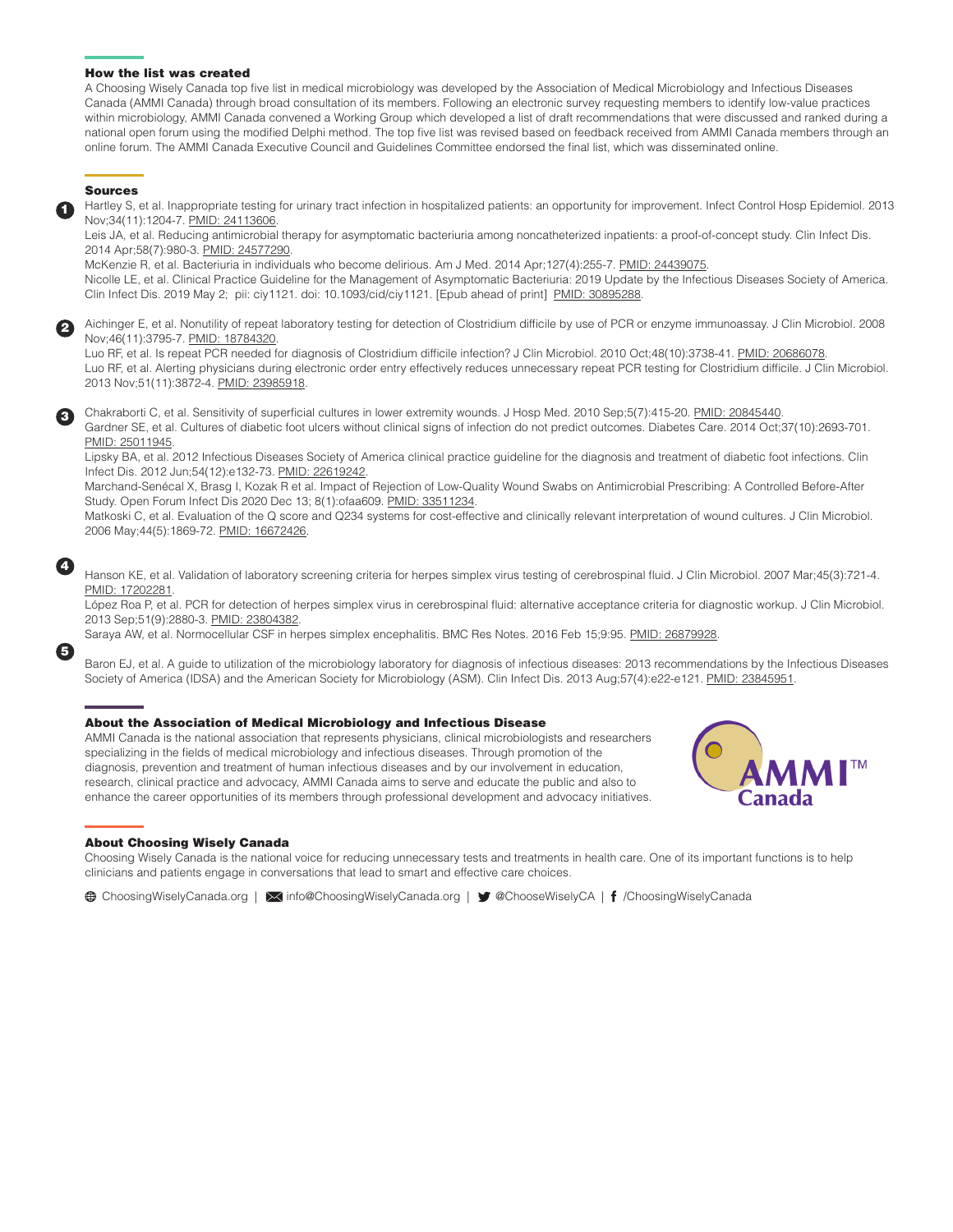## How the list was created

A Choosing Wisely Canada top five list in medical microbiology was developed by the Association of Medical Microbiology and Infectious Diseases Canada (AMMI Canada) through broad consultation of its members. Following an electronic survey requesting members to identify low-value practices within microbiology, AMMI Canada convened a Working Group which developed a list of draft recommendations that were discussed and ranked during a national open forum using the modified Delphi method. The top five list was revised based on feedback received from AMMI Canada members through an online forum. The AMMI Canada Executive Council and Guidelines Committee endorsed the final list, which was disseminated online.

## Sources

**1**

Hartley S, et al. Inappropriate testing for urinary tract infection in hospitalized patients: an opportunity for improvement. Infect Control Hosp Epidemiol. 2013 Nov;34(11):1204-7. PMID: 24113606.

Leis JA, et al. Reducing antimicrobial therapy for asymptomatic bacteriuria among noncatheterized inpatients: a proof-of-concept study. Clin Infect Dis. 2014 Apr;58(7):980-3. PMID: 24577290.

McKenzie R, et al. Bacteriuria in individuals who become delirious. Am J Med. 2014 Apr;127(4):255-7. PMID: 24439075.

Nicolle LE, et al. Clinical Practice Guideline for the Management of Asymptomatic Bacteriuria: 2019 Update by the Infectious Diseases Society of America. Clin Infect Dis. 2019 May 2; pii: ciy1121. doi: 10.1093/cid/ciy1121. [Epub ahead of print] PMID: 30895288.

**2**

Aichinger E, et al. Nonutility of repeat laboratory testing for detection of Clostridium difficile by use of PCR or enzyme immunoassay. J Clin Microbiol. 2008 Nov;46(11):3795-7. PMID: 18784320.

Luo RF, et al. Is repeat PCR needed for diagnosis of Clostridium difficile infection? J Clin Microbiol. 2010 Oct;48(10):3738-41. PMID: 20686078.

Luo RF, et al. Alerting physicians during electronic order entry effectively reduces unnecessary repeat PCR testing for Clostridium difficile. J Clin Microbiol. 2013 Nov;51(11):3872-4. PMID: 23985918.

**3**

Chakraborti C, et al. Sensitivity of superficial cultures in lower extremity wounds. J Hosp Med. 2010 Sep;5(7):415-20. PMID: 20845440.

Gardner SE, et al. Cultures of diabetic foot ulcers without clinical signs of infection do not predict outcomes. Diabetes Care. 2014 Oct;37(10):2693-701. PMID: 25011945.

Lipsky BA, et al. 2012 Infectious Diseases Society of America clinical practice guideline for the diagnosis and treatment of diabetic foot infections. Clin Infect Dis. 2012 Jun;54(12):e132-73. PMID: 22619242.

Marchand-Senécal X, Brasg I, Kozak R et al. Impact of Rejection of Low-Quality Wound Swabs on Antimicrobial Prescribing: A Controlled Before-After Study. Open Forum Infect Dis 2020 Dec 13; 8(1):ofaa609. PMID: 33511234.

Matkoski C, et al. Evaluation of the Q score and Q234 systems for cost-effective and clinically relevant interpretation of wound cultures. J Clin Microbiol. 2006 May;44(5):1869-72. PMID: 16672426.

**4**

Hanson KE, et al. Validation of laboratory screening criteria for herpes simplex virus testing of cerebrospinal fluid. J Clin Microbiol. 2007 Mar;45(3):721-4. PMID: 17202281.

López Roa P, et al. PCR for detection of herpes simplex virus in cerebrospinal fluid: alternative acceptance criteria for diagnostic workup. J Clin Microbiol. 2013 Sep;51(9):2880-3. PMID: 23804382.

Saraya AW, et al. Normocellular CSF in herpes simplex encephalitis. BMC Res Notes. 2016 Feb 15;9:95. PMID: 26879928.

**5**

Baron EJ, et al. A guide to utilization of the microbiology laboratory for diagnosis of infectious diseases: 2013 recommendations by the Infectious Diseases Society of America (IDSA) and the American Society for Microbiology (ASM). Clin Infect Dis. 2013 Aug;57(4):e22-e121. PMID: 23845951.

## About the Association of Medical Microbiology and Infectious Disease

AMMI Canada is the national association that represents physicians, clinical microbiologists and researchers specializing in the fields of medical microbiology and infectious diseases. Through promotion of the diagnosis, prevention and treatment of human infectious diseases and by our involvement in education, research, clinical practice and advocacy, AMMI Canada aims to serve and educate the public and also to enhance the career opportunities of its members through professional development and advocacy initiatives.

AMMI™ Canada

## About Choosing Wisely Canada

Choosing Wisely Canada is the national voice for reducing unnecessary tests and treatments in health care. One of its important functions is to help clinicians and patients engage in conversations that lead to smart and effective care choices.

ChoosingWiselyCanada.org | info@ChoosingWiselyCanada.org | @ChooseWiselyCA | /ChoosingWiselyCanada